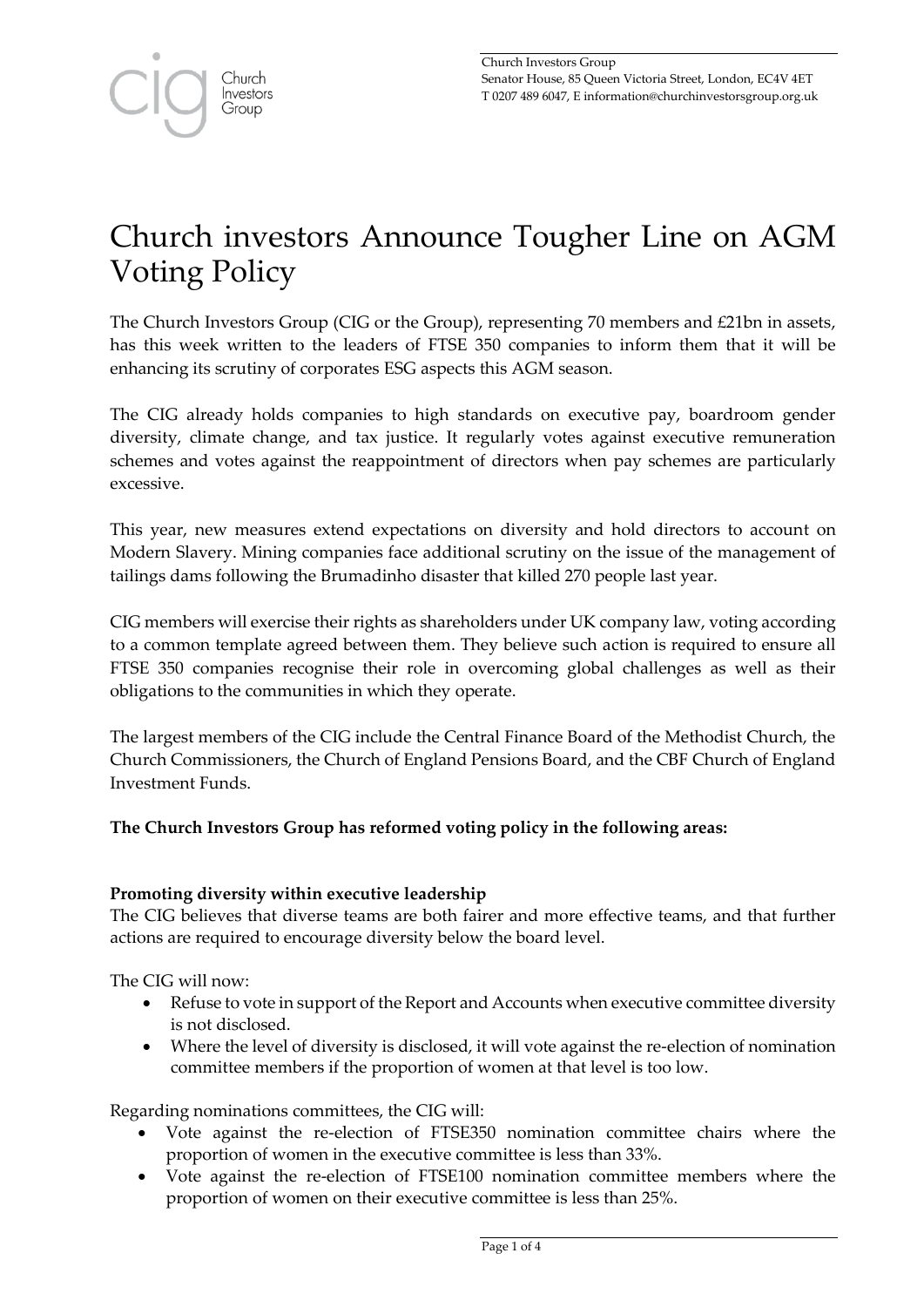Church Investors Group
Senator House, 85 Queen Victoria Street, London, EC4V 4ET
T 0207 489 6047, E information@churchinvestorsgroup.org.uk

# Church investors Announce Tougher Line on AGM Voting Policy

The Church Investors Group (CIG or the Group), representing 70 members and £21bn in assets, has this week written to the leaders of FTSE 350 companies to inform them that it will be enhancing its scrutiny of corporates ESG aspects this AGM season.

The CIG already holds companies to high standards on executive pay, boardroom gender diversity, climate change, and tax justice. It regularly votes against executive remuneration schemes and votes against the reappointment of directors when pay schemes are particularly excessive.

This year, new measures extend expectations on diversity and hold directors to account on Modern Slavery. Mining companies face additional scrutiny on the issue of the management of tailings dams following the Brumadinho disaster that killed 270 people last year.

CIG members will exercise their rights as shareholders under UK company law, voting according to a common template agreed between them. They believe such action is required to ensure all FTSE 350 companies recognise their role in overcoming global challenges as well as their obligations to the communities in which they operate.

The largest members of the CIG include the Central Finance Board of the Methodist Church, the Church Commissioners, the Church of England Pensions Board, and the CBF Church of England Investment Funds.

**The Church Investors Group has reformed voting policy in the following areas:**

**Promoting diversity within executive leadership**

The CIG believes that diverse teams are both fairer and more effective teams, and that further actions are required to encourage diversity below the board level.

The CIG will now:

- Refuse to vote in support of the Report and Accounts when executive committee diversity is not disclosed.
- Where the level of diversity is disclosed, it will vote against the re-election of nomination committee members if the proportion of women at that level is too low.

Regarding nominations committees, the CIG will:

- Vote against the re-election of FTSE350 nomination committee chairs where the proportion of women in the executive committee is less than 33%.
- Vote against the re-election of FTSE100 nomination committee members where the proportion of women on their executive committee is less than 25%.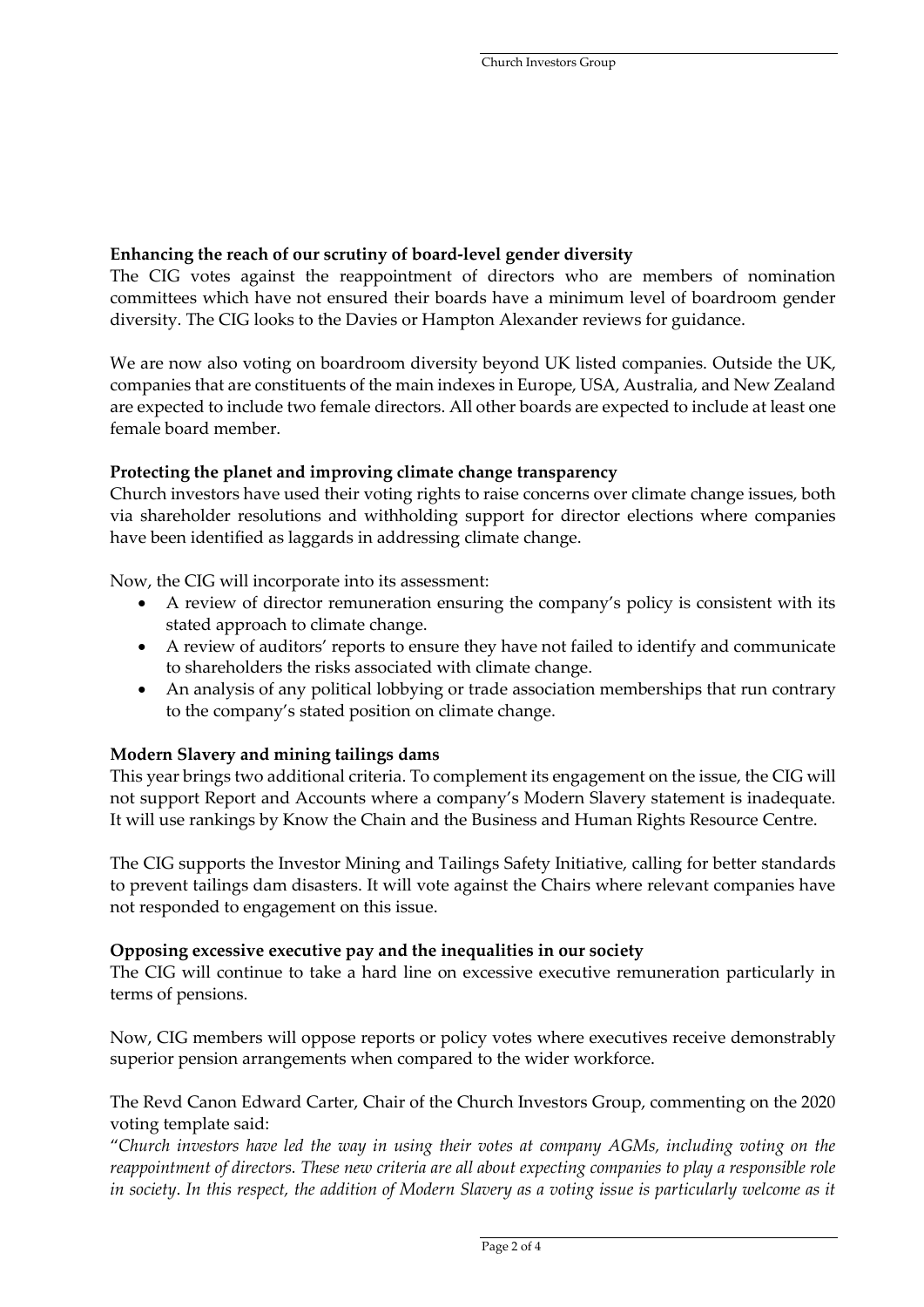**Enhancing the reach of our scrutiny of board-level gender diversity**

The CIG votes against the reappointment of directors who are members of nomination committees which have not ensured their boards have a minimum level of boardroom gender diversity. The CIG looks to the Davies or Hampton Alexander reviews for guidance.

We are now also voting on boardroom diversity beyond UK listed companies. Outside the UK, companies that are constituents of the main indexes in Europe, USA, Australia, and New Zealand are expected to include two female directors. All other boards are expected to include at least one female board member.

**Protecting the planet and improving climate change transparency**

Church investors have used their voting rights to raise concerns over climate change issues, both via shareholder resolutions and withholding support for director elections where companies have been identified as laggards in addressing climate change.

Now, the CIG will incorporate into its assessment:

- A review of director remuneration ensuring the company's policy is consistent with its stated approach to climate change.
- A review of auditors' reports to ensure they have not failed to identify and communicate to shareholders the risks associated with climate change.
- An analysis of any political lobbying or trade association memberships that run contrary to the company's stated position on climate change.

**Modern Slavery and mining tailings dams**

This year brings two additional criteria. To complement its engagement on the issue, the CIG will not support Report and Accounts where a company's Modern Slavery statement is inadequate. It will use rankings by Know the Chain and the Business and Human Rights Resource Centre.

The CIG supports the Investor Mining and Tailings Safety Initiative, calling for better standards to prevent tailings dam disasters. It will vote against the Chairs where relevant companies have not responded to engagement on this issue.

**Opposing excessive executive pay and the inequalities in our society**

The CIG will continue to take a hard line on excessive executive remuneration particularly in terms of pensions.

Now, CIG members will oppose reports or policy votes where executives receive demonstrably superior pension arrangements when compared to the wider workforce.

The Revd Canon Edward Carter, Chair of the Church Investors Group, commenting on the 2020 voting template said:

"*Church investors have led the way in using their votes at company AGMs, including voting on the reappointment of directors. These new criteria are all about expecting companies to play a responsible role in society. In this respect, the addition of Modern Slavery as a voting issue is particularly welcome as it*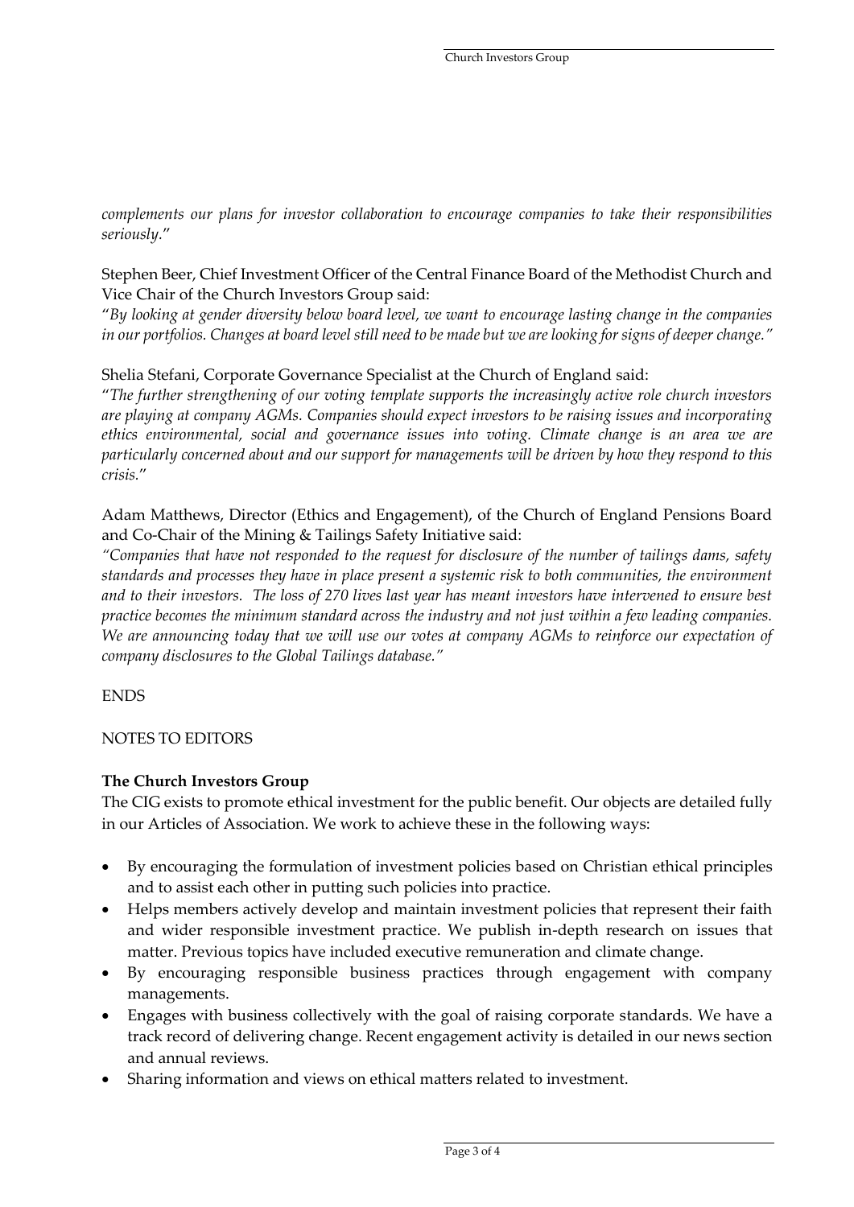*complements our plans for investor collaboration to encourage companies to take their responsibilities seriously.*"

Stephen Beer, Chief Investment Officer of the Central Finance Board of the Methodist Church and Vice Chair of the Church Investors Group said:

"*By looking at gender diversity below board level, we want to encourage lasting change in the companies in our portfolios. Changes at board level still need to be made but we are looking for signs of deeper change."*

Shelia Stefani, Corporate Governance Specialist at the Church of England said:

"*The further strengthening of our voting template supports the increasingly active role church investors are playing at company AGMs. Companies should expect investors to be raising issues and incorporating ethics environmental, social and governance issues into voting. Climate change is an area we are particularly concerned about and our support for managements will be driven by how they respond to this crisis.*"

Adam Matthews, Director (Ethics and Engagement), of the Church of England Pensions Board and Co-Chair of the Mining & Tailings Safety Initiative said:

*"Companies that have not responded to the request for disclosure of the number of tailings dams, safety standards and processes they have in place present a systemic risk to both communities, the environment and to their investors. The loss of 270 lives last year has meant investors have intervened to ensure best practice becomes the minimum standard across the industry and not just within a few leading companies. We are announcing today that we will use our votes at company AGMs to reinforce our expectation of company disclosures to the Global Tailings database."*

ENDS

NOTES TO EDITORS

**The Church Investors Group**

The CIG exists to promote ethical investment for the public benefit. Our objects are detailed fully in our Articles of Association. We work to achieve these in the following ways:

- By encouraging the formulation of investment policies based on Christian ethical principles and to assist each other in putting such policies into practice.
- Helps members actively develop and maintain investment policies that represent their faith and wider responsible investment practice. We publish in-depth research on issues that matter. Previous topics have included executive remuneration and climate change.
- By encouraging responsible business practices through engagement with company managements.
- Engages with business collectively with the goal of raising corporate standards. We have a track record of delivering change. Recent engagement activity is detailed in our news section and annual reviews.
- Sharing information and views on ethical matters related to investment.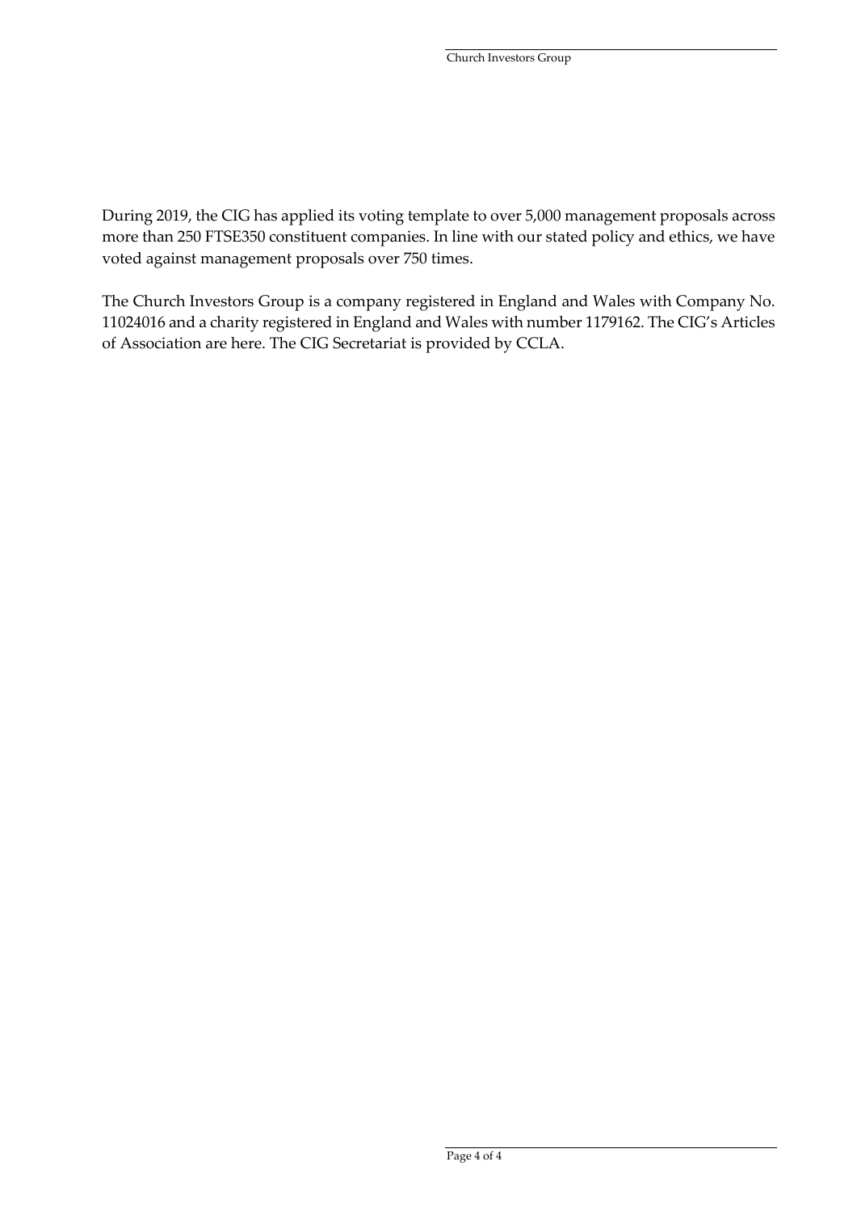During 2019, the CIG has applied its voting template to over 5,000 management proposals across more than 250 FTSE350 constituent companies. In line with our stated policy and ethics, we have voted against management proposals over 750 times.

The Church Investors Group is a company registered in England and Wales with Company No. 11024016 and a charity registered in England and Wales with number 1179162. The CIG's Articles of Association are here. The CIG Secretariat is provided by CCLA.